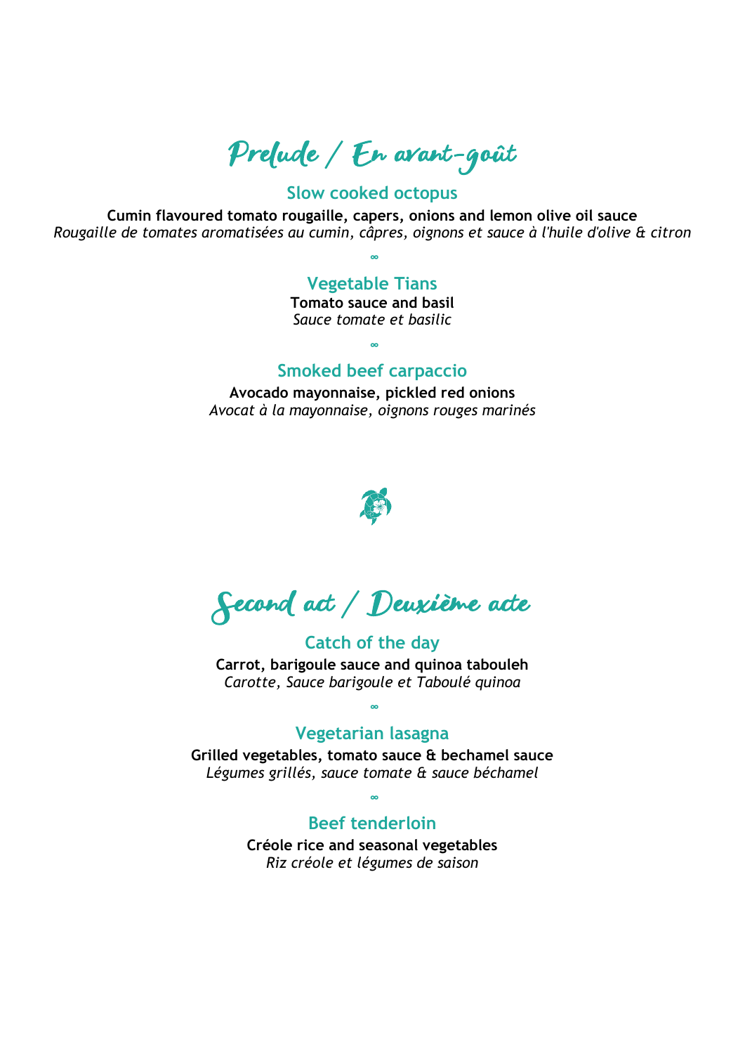# Prelude / En avant-goût

### Slow cooked octopus

**Cumin flavoured tomato rougaille, capers, onions and lemon olive oil sauce**
*Rougaille de tomates aromatisées au cumin, câpres, oignons et sauce à l'huile d'olive & citron*

∞

### Vegetable Tians

**Tomato sauce and basil**
*Sauce tomate et basilic*

∞

### Smoked beef carpaccio

**Avocado mayonnaise, pickled red onions**
*Avocat à la mayonnaise, oignons rouges marinés*

# Second act / Deuxième acte

### Catch of the day

**Carrot, barigoule sauce and quinoa tabouleh**
*Carotte, Sauce barigoule et Taboulé quinoa*

∞

### Vegetarian lasagna

**Grilled vegetables, tomato sauce & bechamel sauce**
*Légumes grillés, sauce tomate & sauce béchamel*

∞

### Beef tenderloin

**Créole rice and seasonal vegetables**
*Riz créole et légumes de saison*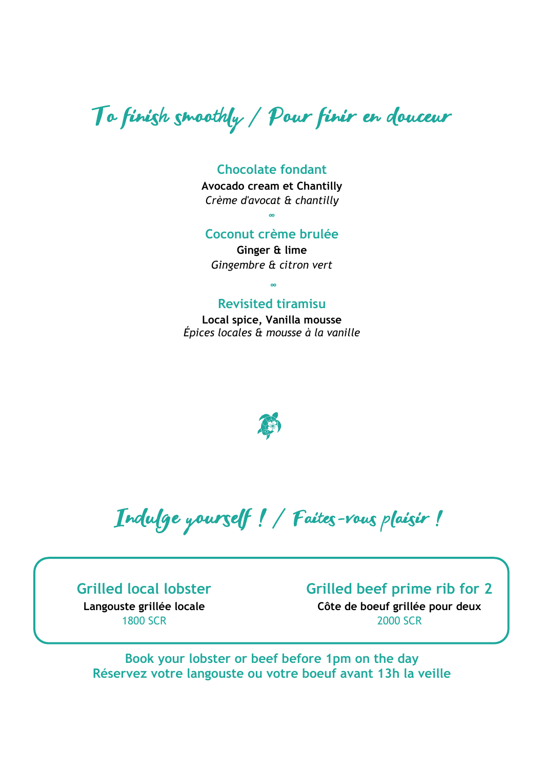# To finish smoothly / Pour finir en douceur

## Chocolate fondant

**Avocado cream et Chantilly**

*Crème d'avocat & chantilly*

∞

## Coconut crème brulée

**Ginger & lime**

*Gingembre & citron vert*

∞

## Revisited tiramisu

**Local spice, Vanilla mousse**

*Épices locales & mousse à la vanille*

# Indulge yourself ! / Faites-vous plaisir !

## Grilled local lobster

**Langouste grillée locale**

1800 SCR

## Grilled beef prime rib for 2

**Côte de boeuf grillée pour deux**

2000 SCR

**Book your lobster or beef before 1pm on the day**

**Réservez votre langouste ou votre boeuf avant 13h la veille**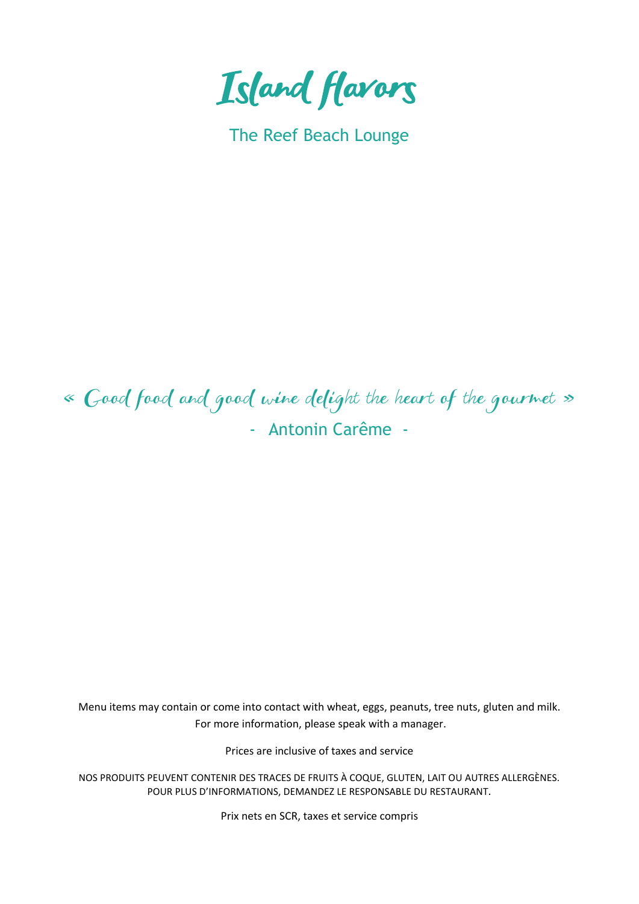# Island flavors

The Reef Beach Lounge

*« Good food and good wine delight the heart of the gourmet »*

- Antonin Carême -

Menu items may contain or come into contact with wheat, eggs, peanuts, tree nuts, gluten and milk.
For more information, please speak with a manager.

Prices are inclusive of taxes and service

NOS PRODUITS PEUVENT CONTENIR DES TRACES DE FRUITS À COQUE, GLUTEN, LAIT OU AUTRES ALLERGÈNES.
POUR PLUS D'INFORMATIONS, DEMANDEZ LE RESPONSABLE DU RESTAURANT.

Prix nets en SCR, taxes et service compris